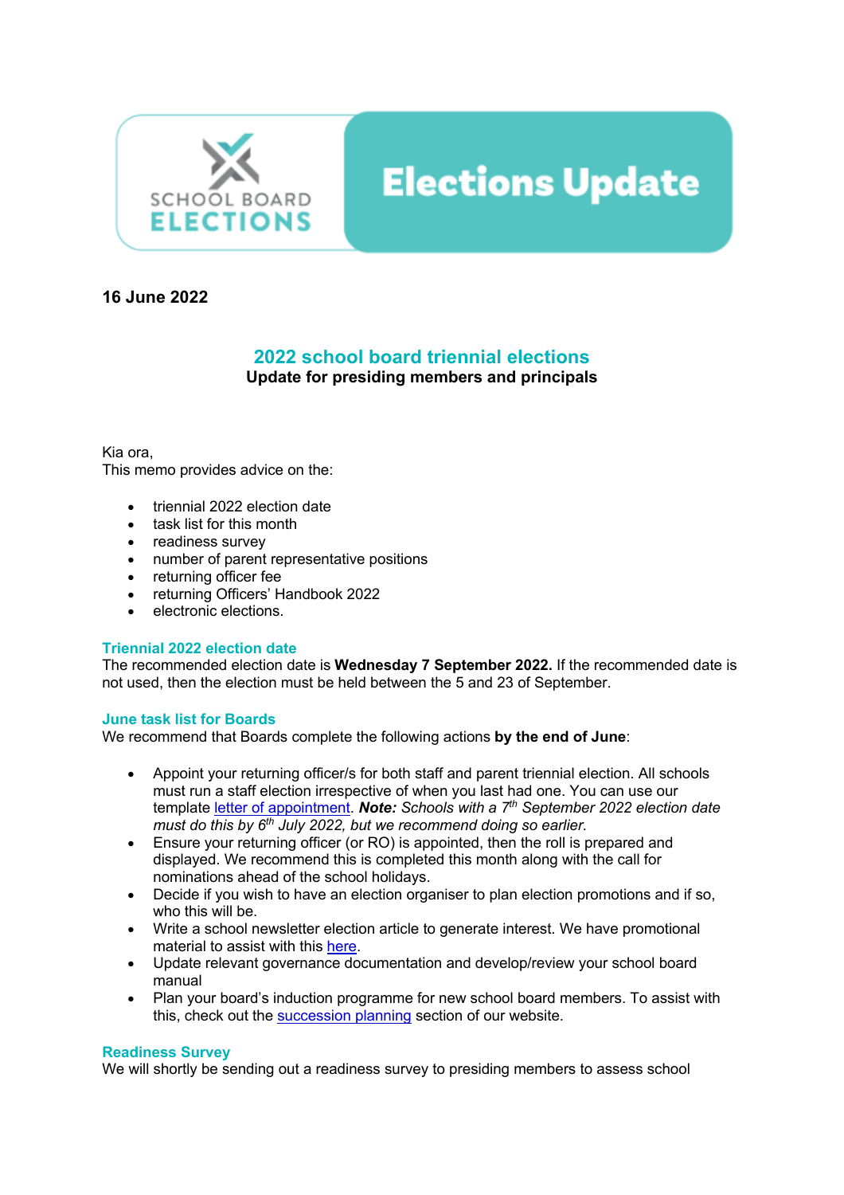# SCHOOL BOARD ELECTIONS — Elections Update

**16 June 2022**

## 2022 school board triennial elections

**Update for presiding members and principals**

Kia ora,

This memo provides advice on the:

- triennial 2022 election date
- task list for this month
- readiness survey
- number of parent representative positions
- returning officer fee
- returning Officers' Handbook 2022
- electronic elections.

### Triennial 2022 election date

The recommended election date is **Wednesday 7 September 2022.** If the recommended date is not used, then the election must be held between the 5 and 23 of September.

### June task list for Boards

We recommend that Boards complete the following actions **by the end of June**:

- Appoint your returning officer/s for both staff and parent triennial election. All schools must run a staff election irrespective of when you last had one. You can use our template letter of appointment. ***Note:*** *Schools with a 7th September 2022 election date must do this by 6th July 2022, but we recommend doing so earlier.*
- Ensure your returning officer (or RO) is appointed, then the roll is prepared and displayed. We recommend this is completed this month along with the call for nominations ahead of the school holidays.
- Decide if you wish to have an election organiser to plan election promotions and if so, who this will be.
- Write a school newsletter election article to generate interest. We have promotional material to assist with this here.
- Update relevant governance documentation and develop/review your school board manual
- Plan your board's induction programme for new school board members. To assist with this, check out the succession planning section of our website.

### Readiness Survey

We will shortly be sending out a readiness survey to presiding members to assess school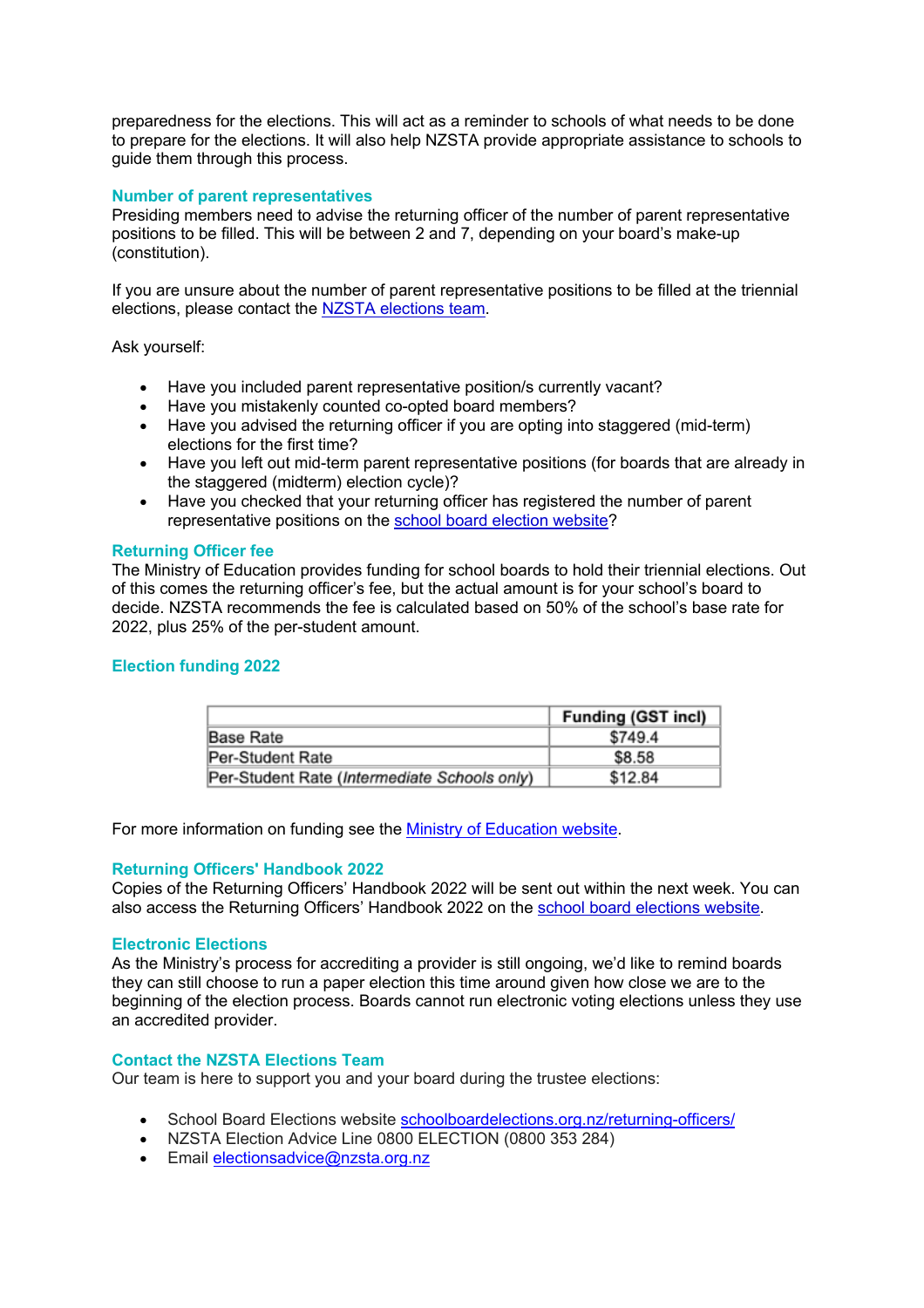preparedness for the elections. This will act as a reminder to schools of what needs to be done to prepare for the elections. It will also help NZSTA provide appropriate assistance to schools to guide them through this process.

### Number of parent representatives

Presiding members need to advise the returning officer of the number of parent representative positions to be filled. This will be between 2 and 7, depending on your board's make-up (constitution).

If you are unsure about the number of parent representative positions to be filled at the triennial elections, please contact the [NZSTA elections team](#).

Ask yourself:

- Have you included parent representative position/s currently vacant?
- Have you mistakenly counted co-opted board members?
- Have you advised the returning officer if you are opting into staggered (mid-term) elections for the first time?
- Have you left out mid-term parent representative positions (for boards that are already in the staggered (midterm) election cycle)?
- Have you checked that your returning officer has registered the number of parent representative positions on the [school board election website](#)?

### Returning Officer fee

The Ministry of Education provides funding for school boards to hold their triennial elections. Out of this comes the returning officer's fee, but the actual amount is for your school's board to decide. NZSTA recommends the fee is calculated based on 50% of the school's base rate for 2022, plus 25% of the per-student amount.

### Election funding 2022

| | Funding (GST incl) |
|---|---|
| Base Rate | $749.4 |
| Per-Student Rate | $8.58 |
| Per-Student Rate (*Intermediate Schools only*) | $12.84 |

For more information on funding see the [Ministry of Education website](#).

### Returning Officers' Handbook 2022

Copies of the Returning Officers' Handbook 2022 will be sent out within the next week. You can also access the Returning Officers' Handbook 2022 on the [school board elections website](#).

### Electronic Elections

As the Ministry's process for accrediting a provider is still ongoing, we'd like to remind boards they can still choose to run a paper election this time around given how close we are to the beginning of the election process. Boards cannot run electronic voting elections unless they use an accredited provider.

### Contact the NZSTA Elections Team

Our team is here to support you and your board during the trustee elections:

- School Board Elections website [schoolboardelections.org.nz/returning-officers/](#)
- NZSTA Election Advice Line 0800 ELECTION (0800 353 284)
- Email [electionsadvice@nzsta.org.nz](#)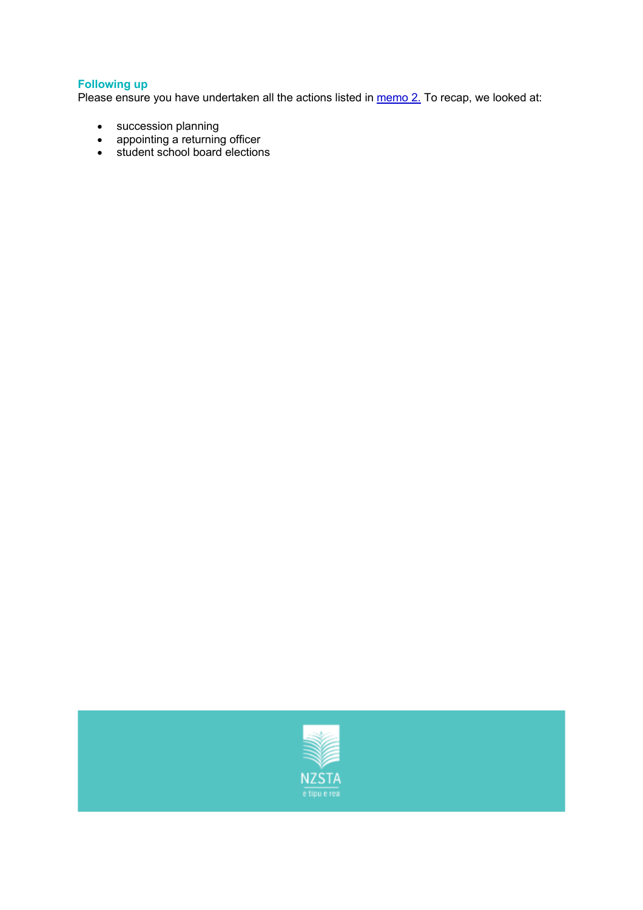### Following up

Please ensure you have undertaken all the actions listed in memo 2. To recap, we looked at:

- succession planning
- appointing a returning officer
- student school board elections